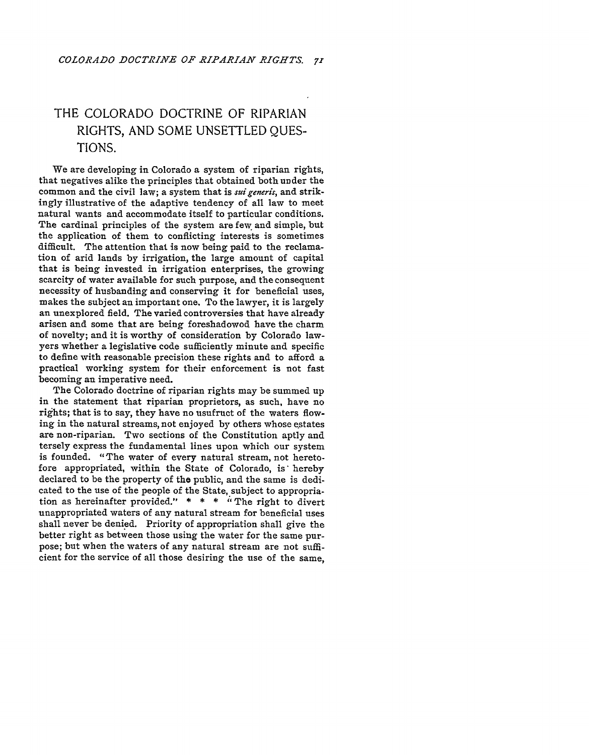# THE COLORADO DOCTRINE OF RIPARIAN RIGHTS, AND SOME UNSETTLED QUESTIONS.

We are developing in Colorado a system of riparian rights, that negatives alike the principles that obtained both under the common and the civil law; a system that is *sui generis*, and strikingly illustrative of the adaptive tendency of all law to meet natural wants and accommodate itself to particular conditions. The cardinal principles of the system are few and simple, but the application of them to conflicting interests is sometimes difficult. The attention that is now being paid to the reclamation of arid lands by irrigation, the large amount of capital that is being invested in irrigation enterprises, the growing scarcity of water available for such purpose, and the consequent necessity of husbanding and conserving it for beneficial uses, makes the subject an important one. To the lawyer, it is largely an unexplored field. The varied controversies that have already arisen and some that are being foreshadowod have the charm of novelty; and it is worthy of consideration by Colorado lawyers whether a legislative code sufficiently minute and specific to define with reasonable precision these rights and to afford a practical working system for their enforcement is not fast becoming an imperative need.

The Colorado doctrine of riparian rights may be summed up in the statement that riparian proprietors, as such, have no rights; that is to say, they have no usufruct of the waters flowing in the natural streams, not enjoyed by others whose estates are non-riparian. Two sections of the Constitution aptly and tersely express the fundamental lines upon which our system is founded. "The water of every natural stream, not heretofore appropriated, within the State of Colorado, is hereby declared to be the property of the public, and the same is dedicated to the use of the people of the State, subject to appropriation as hereinafter provided." * * * "The right to divert unappropriated waters of any natural stream for beneficial uses shall never be denied. Priority of appropriation shall give the better right as between those using the water for the same purpose; but when the waters of any natural stream are not sufficient for the service of all those desiring the use of the same,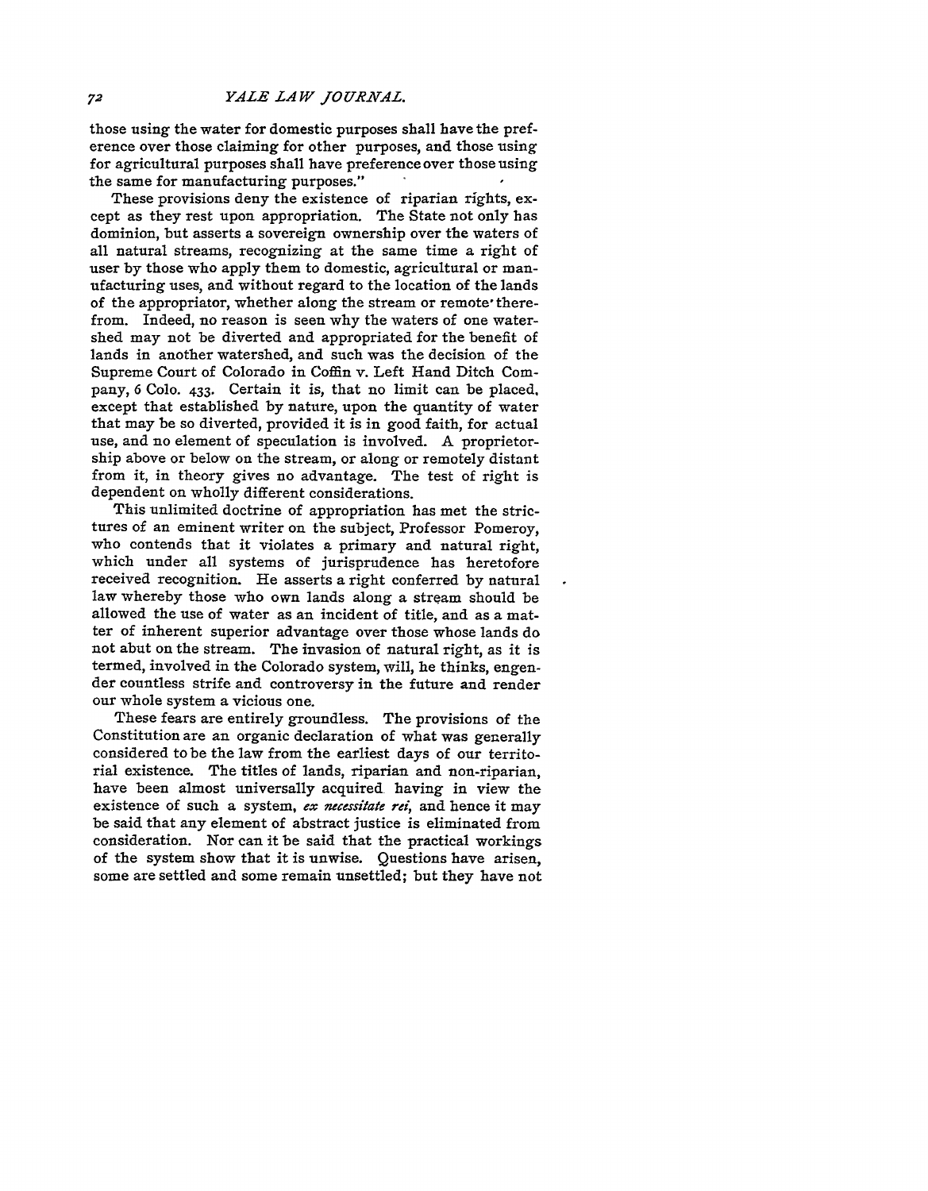those using the water for domestic purposes shall have the preference over those claiming for other purposes, and those using for agricultural purposes shall have preference over those using the same for manufacturing purposes."

These provisions deny the existence of riparian rights, except as they rest upon appropriation. The State not only has dominion, but asserts a sovereign ownership over the waters of all natural streams, recognizing at the same time a right of user by those who apply them to domestic, agricultural or manufacturing uses, and without regard to the location of the lands of the appropriator, whether along the stream or remote therefrom. Indeed, no reason is seen why the waters of one watershed may not be diverted and appropriated for the benefit of lands in another watershed, and such was the decision of the Supreme Court of Colorado in Coffin v. Left Hand Ditch Company, 6 Colo. 433. Certain it is, that no limit can be placed, except that established by nature, upon the quantity of water that may be so diverted, provided it is in good faith, for actual use, and no element of speculation is involved. A proprietorship above or below on the stream, or along or remotely distant from it, in theory gives no advantage. The test of right is dependent on wholly different considerations.

This unlimited doctrine of appropriation has met the strictures of an eminent writer on the subject, Professor Pomeroy, who contends that it violates a primary and natural right, which under all systems of jurisprudence has heretofore received recognition. He asserts a right conferred by natural law whereby those who own lands along a stream should be allowed the use of water as an incident of title, and as a matter of inherent superior advantage over those whose lands do not abut on the stream. The invasion of natural right, as it is termed, involved in the Colorado system, will, he thinks, engender countless strife and controversy in the future and render our whole system a vicious one.

These fears are entirely groundless. The provisions of the Constitution are an organic declaration of what was generally considered to be the law from the earliest days of our territorial existence. The titles of lands, riparian and non-riparian, have been almost universally acquired having in view the existence of such a system, *ex necessitate rei*, and hence it may be said that any element of abstract justice is eliminated from consideration. Nor can it be said that the practical workings of the system show that it is unwise. Questions have arisen, some are settled and some remain unsettled; but they have not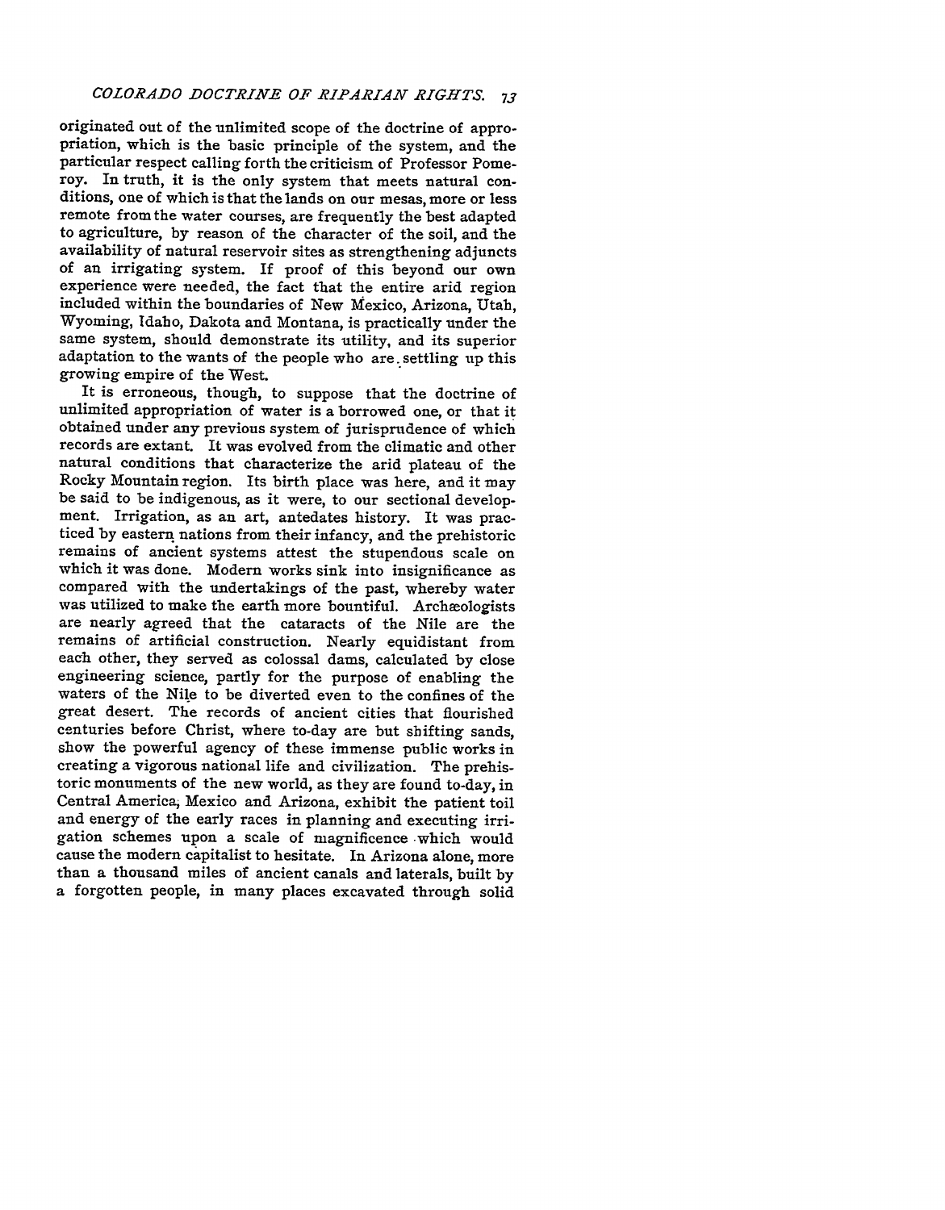originated out of the unlimited scope of the doctrine of appropriation, which is the basic principle of the system, and the particular respect calling forth the criticism of Professor Pomeroy. In truth, it is the only system that meets natural conditions, one of which is that the lands on our mesas, more or less remote from the water courses, are frequently the best adapted to agriculture, by reason of the character of the soil, and the availability of natural reservoir sites as strengthening adjuncts of an irrigating system. If proof of this beyond our own experience were needed, the fact that the entire arid region included within the boundaries of New Mexico, Arizona, Utah, Wyoming, Idaho, Dakota and Montana, is practically under the same system, should demonstrate its utility, and its superior adaptation to the wants of the people who are settling up this growing empire of the West.

It is erroneous, though, to suppose that the doctrine of unlimited appropriation of water is a borrowed one, or that it obtained under any previous system of jurisprudence of which records are extant. It was evolved from the climatic and other natural conditions that characterize the arid plateau of the Rocky Mountain region. Its birth place was here, and it may be said to be indigenous, as it were, to our sectional development. Irrigation, as an art, antedates history. It was practiced by eastern nations from their infancy, and the prehistoric remains of ancient systems attest the stupendous scale on which it was done. Modern works sink into insignificance as compared with the undertakings of the past, whereby water was utilized to make the earth more bountiful. Archæologists are nearly agreed that the cataracts of the Nile are the remains of artificial construction. Nearly equidistant from each other, they served as colossal dams, calculated by close engineering science, partly for the purpose of enabling the waters of the Nile to be diverted even to the confines of the great desert. The records of ancient cities that flourished centuries before Christ, where to-day are but shifting sands, show the powerful agency of these immense public works in creating a vigorous national life and civilization. The prehistoric monuments of the new world, as they are found to-day, in Central America, Mexico and Arizona, exhibit the patient toil and energy of the early races in planning and executing irrigation schemes upon a scale of magnificence which would cause the modern capitalist to hesitate. In Arizona alone, more than a thousand miles of ancient canals and laterals, built by a forgotten people, in many places excavated through solid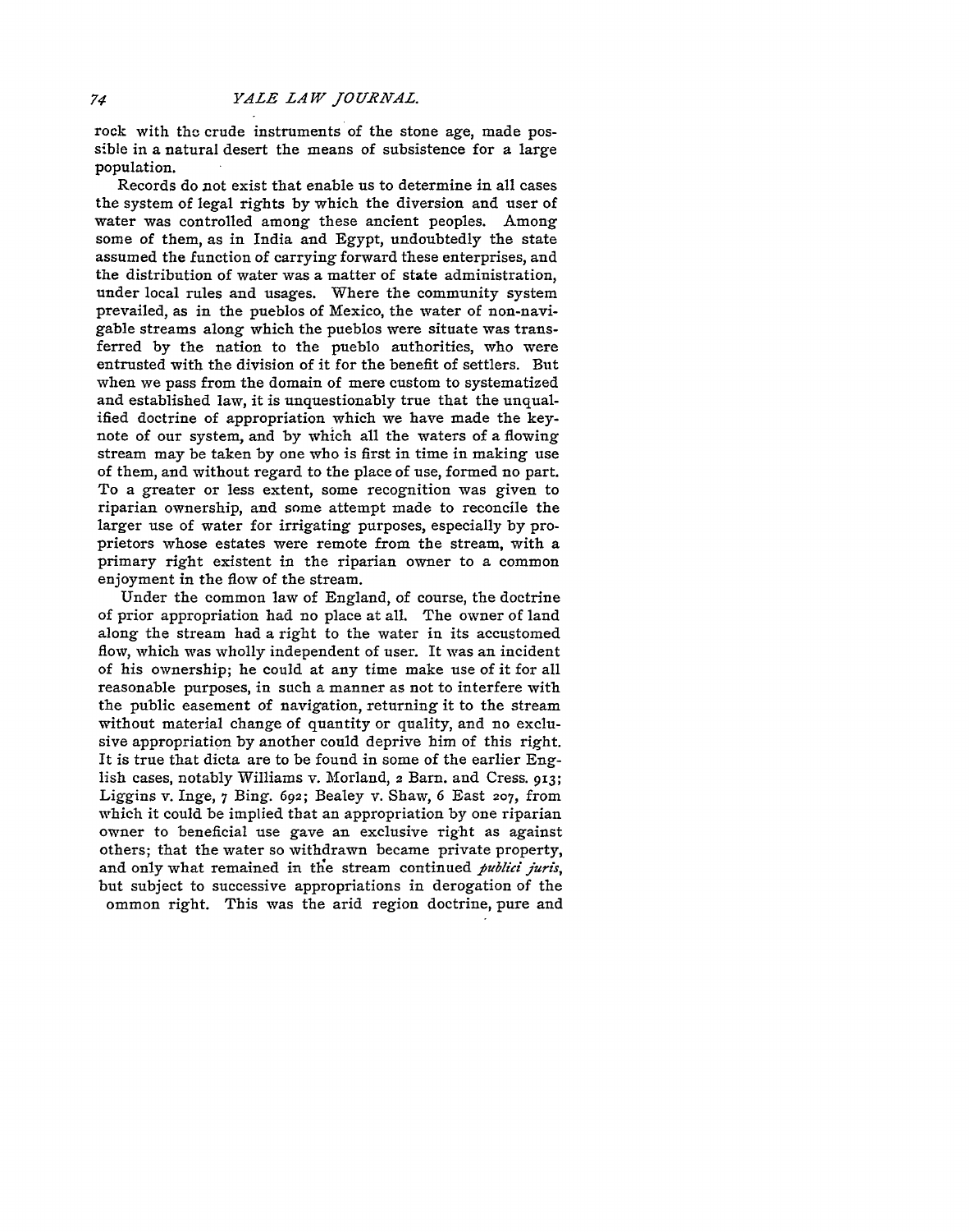rock with the crude instruments of the stone age, made possible in a natural desert the means of subsistence for a large population.

Records do not exist that enable us to determine in all cases the system of legal rights by which the diversion and user of water was controlled among these ancient peoples. Among some of them, as in India and Egypt, undoubtedly the state assumed the function of carrying forward these enterprises, and the distribution of water was a matter of state administration, under local rules and usages. Where the community system prevailed, as in the pueblos of Mexico, the water of non-navigable streams along which the pueblos were situate was transferred by the nation to the pueblo authorities, who were entrusted with the division of it for the benefit of settlers. But when we pass from the domain of mere custom to systematized and established law, it is unquestionably true that the unqualified doctrine of appropriation which we have made the key-note of our system, and by which all the waters of a flowing stream may be taken by one who is first in time in making use of them, and without regard to the place of use, formed no part. To a greater or less extent, some recognition was given to riparian ownership, and some attempt made to reconcile the larger use of water for irrigating purposes, especially by proprietors whose estates were remote from the stream, with a primary right existent in the riparian owner to a common enjoyment in the flow of the stream.

Under the common law of England, of course, the doctrine of prior appropriation had no place at all. The owner of land along the stream had a right to the water in its accustomed flow, which was wholly independent of user. It was an incident of his ownership; he could at any time make use of it for all reasonable purposes, in such a manner as not to interfere with the public easement of navigation, returning it to the stream without material change of quantity or quality, and no exclusive appropriation by another could deprive him of this right. It is true that dicta are to be found in some of the earlier English cases, notably Williams v. Morland, 2 Barn. and Cress. 913; Liggins v. Inge, 7 Bing. 692; Bealey v. Shaw, 6 East 207, from which it could be implied that an appropriation by one riparian owner to beneficial use gave an exclusive right as against others; that the water so withdrawn became private property, and only what remained in the stream continued *publici juris*, but subject to successive appropriations in derogation of the ommon right. This was the arid region doctrine, pure and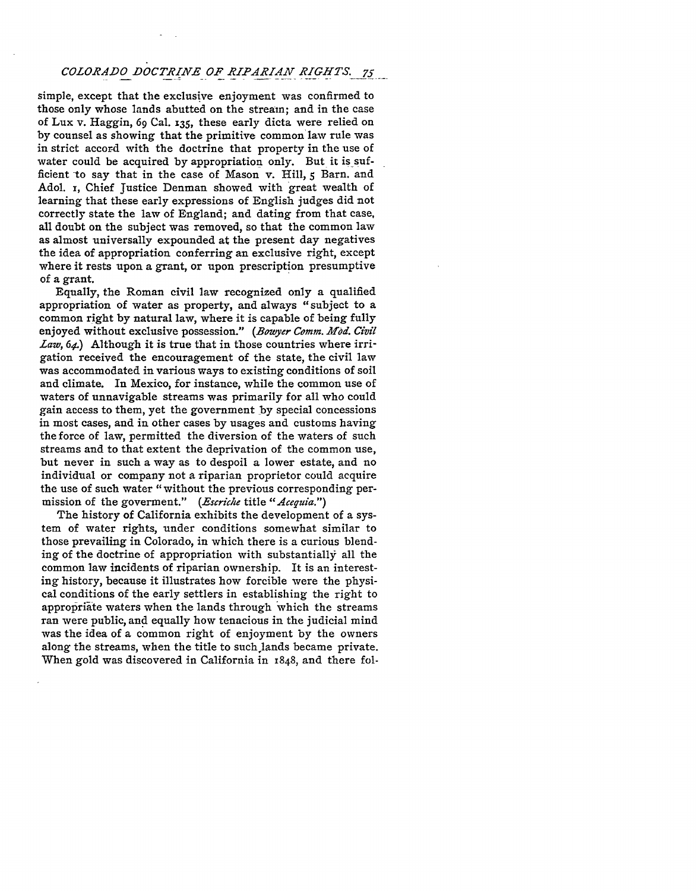simple, except that the exclusive enjoyment was confirmed to those only whose lands abutted on the stream; and in the case of Lux v. Haggin, 69 Cal. 135, these early dicta were relied on by counsel as showing that the primitive common law rule was in strict accord with the doctrine that property in the use of water could be acquired by appropriation only. But it is sufficient to say that in the case of Mason v. Hill, 5 Barn. and Adol. 1, Chief Justice Denman showed with great wealth of learning that these early expressions of English judges did not correctly state the law of England; and dating from that case, all doubt on the subject was removed, so that the common law as almost universally expounded at the present day negatives the idea of appropriation conferring an exclusive right, except where it rests upon a grant, or upon prescription presumptive of a grant.

Equally, the Roman civil law recognized only a qualified appropriation of water as property, and always "subject to a common right by natural law, where it is capable of being fully enjoyed without exclusive possession." (*Bowyer Comm. Mod. Civil Law, 64.*) Although it is true that in those countries where irrigation received the encouragement of the state, the civil law was accommodated in various ways to existing conditions of soil and climate. In Mexico, for instance, while the common use of waters of unnavigable streams was primarily for all who could gain access to them, yet the government by special concessions in most cases, and in other cases by usages and customs having the force of law, permitted the diversion of the waters of such streams and to that extent the deprivation of the common use, but never in such a way as to despoil a lower estate, and no individual or company not a riparian proprietor could acquire the use of such water "without the previous corresponding permission of the goverment." (*Escriche* title "*Acequia.*")

The history of California exhibits the development of a system of water rights, under conditions somewhat similar to those prevailing in Colorado, in which there is a curious blending of the doctrine of appropriation with substantially all the common law incidents of riparian ownership. It is an interesting history, because it illustrates how forcible were the physical conditions of the early settlers in establishing the right to appropriate waters when the lands through which the streams ran were public, and equally how tenacious in the judicial mind was the idea of a common right of enjoyment by the owners along the streams, when the title to such lands became private. When gold was discovered in California in 1848, and there fol-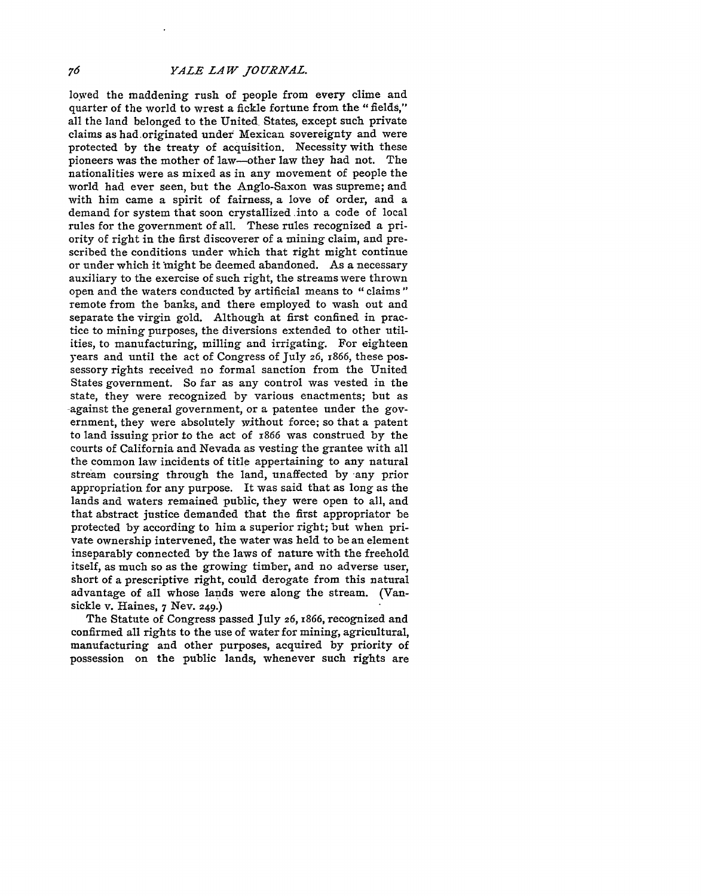lowed the maddening rush of people from every clime and quarter of the world to wrest a fickle fortune from the "fields," all the land belonged to the United States, except such private claims as had originated under Mexican sovereignty and were protected by the treaty of acquisition. Necessity with these pioneers was the mother of law—other law they had not. The nationalities were as mixed as in any movement of people the world had ever seen, but the Anglo-Saxon was supreme; and with him came a spirit of fairness, a love of order, and a demand for system that soon crystallized into a code of local rules for the government of all. These rules recognized a priority of right in the first discoverer of a mining claim, and prescribed the conditions under which that right might continue or under which it might be deemed abandoned. As a necessary auxiliary to the exercise of such right, the streams were thrown open and the waters conducted by artificial means to "claims" remote from the banks, and there employed to wash out and separate the virgin gold. Although at first confined in practice to mining purposes, the diversions extended to other utilities, to manufacturing, milling and irrigating. For eighteen years and until the act of Congress of July 26, 1866, these possessory rights received no formal sanction from the United States government. So far as any control was vested in the state, they were recognized by various enactments; but as against the general government, or a patentee under the government, they were absolutely without force; so that a patent to land issuing prior to the act of 1866 was construed by the courts of California and Nevada as vesting the grantee with all the common law incidents of title appertaining to any natural stream coursing through the land, unaffected by any prior appropriation for any purpose. It was said that as long as the lands and waters remained public, they were open to all, and that abstract justice demanded that the first appropriator be protected by according to him a superior right; but when private ownership intervened, the water was held to be an element inseparably connected by the laws of nature with the freehold itself, as much so as the growing timber, and no adverse user, short of a prescriptive right, could derogate from this natural advantage of all whose lands were along the stream. (Vansickle v. Haines, 7 Nev. 249.)

The Statute of Congress passed July 26, 1866, recognized and confirmed all rights to the use of water for mining, agricultural, manufacturing and other purposes, acquired by priority of possession on the public lands, whenever such rights are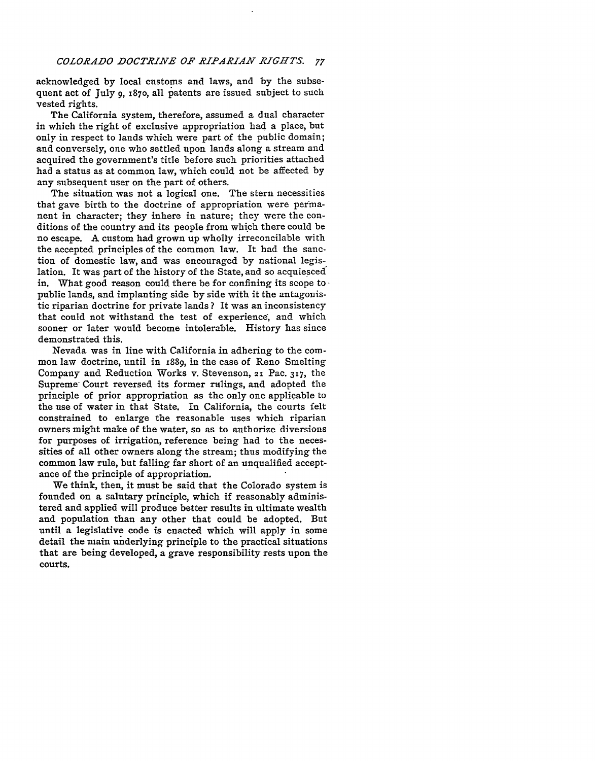acknowledged by local customs and laws, and by the subsequent act of July 9, 1870, all patents are issued subject to such vested rights.

The California system, therefore, assumed a dual character in which the right of exclusive appropriation had a place, but only in respect to lands which were part of the public domain; and conversely, one who settled upon lands along a stream and acquired the government's title before such priorities attached had a status as at common law, which could not be affected by any subsequent user on the part of others.

The situation was not a logical one. The stern necessities that gave birth to the doctrine of appropriation were permanent in character; they inhere in nature; they were the conditions of the country and its people from which there could be no escape. A custom had grown up wholly irreconcilable with the accepted principles of the common law. It had the sanction of domestic law, and was encouraged by national legislation. It was part of the history of the State, and so acquiesced in. What good reason could there be for confining its scope to public lands, and implanting side by side with it the antagonistic riparian doctrine for private lands? It was an inconsistency that could not withstand the test of experience, and which sooner or later would become intolerable. History has since demonstrated this.

Nevada was in line with California in adhering to the common law doctrine, until in 1889, in the case of Reno Smelting Company and Reduction Works v. Stevenson, 21 Pac. 317, the Supreme Court reversed its former rulings, and adopted the principle of prior appropriation as the only one applicable to the use of water in that State. In California, the courts felt constrained to enlarge the reasonable uses which riparian owners might make of the water, so as to authorize diversions for purposes of irrigation, reference being had to the necessities of all other owners along the stream; thus modifying the common law rule, but falling far short of an unqualified acceptance of the principle of appropriation.

We think, then, it must be said that the Colorado system is founded on a salutary principle, which if reasonably administered and applied will produce better results in ultimate wealth and population than any other that could be adopted. But until a legislative code is enacted which will apply in some detail the main underlying principle to the practical situations that are being developed, a grave responsibility rests upon the courts.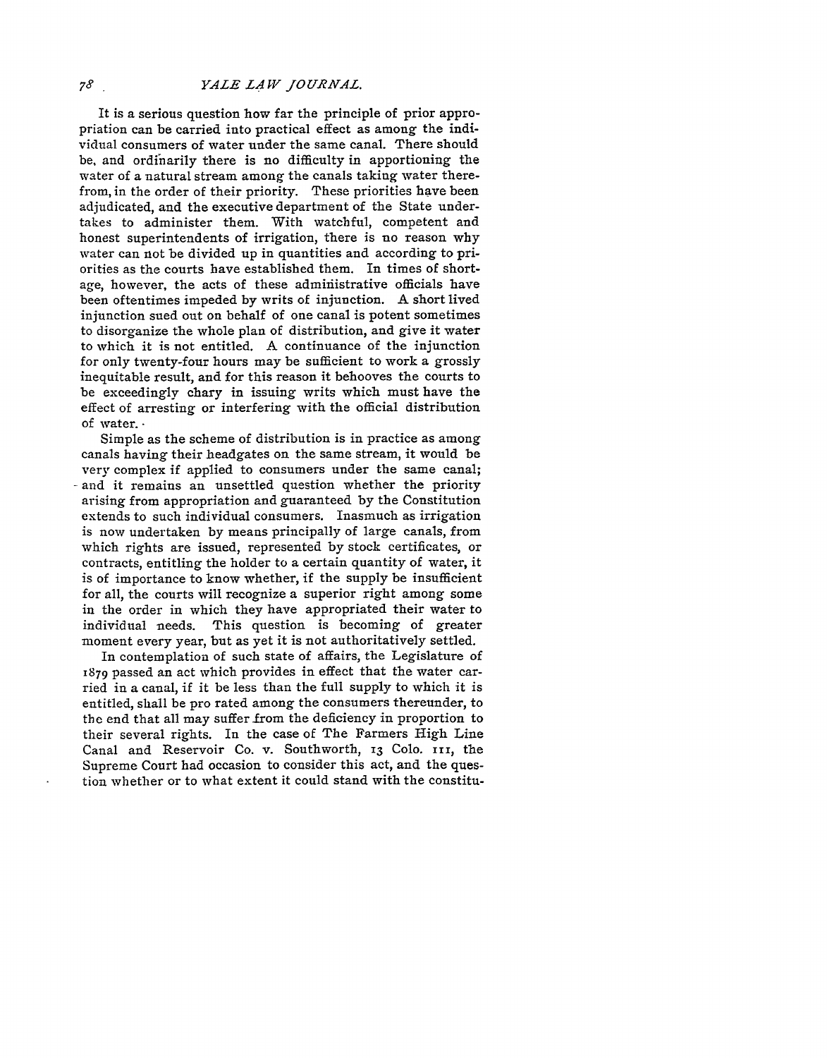It is a serious question how far the principle of prior appropriation can be carried into practical effect as among the individual consumers of water under the same canal. There should be, and ordinarily there is no difficulty in apportioning the water of a natural stream among the canals taking water therefrom, in the order of their priority. These priorities have been adjudicated, and the executive department of the State undertakes to administer them. With watchful, competent and honest superintendents of irrigation, there is no reason why water can not be divided up in quantities and according to priorities as the courts have established them. In times of shortage, however, the acts of these administrative officials have been oftentimes impeded by writs of injunction. A short lived injunction sued out on behalf of one canal is potent sometimes to disorganize the whole plan of distribution, and give it water to which it is not entitled. A continuance of the injunction for only twenty-four hours may be sufficient to work a grossly inequitable result, and for this reason it behooves the courts to be exceedingly chary in issuing writs which must have the effect of arresting or interfering with the official distribution of water.

Simple as the scheme of distribution is in practice as among canals having their headgates on the same stream, it would be very complex if applied to consumers under the same canal; and it remains an unsettled question whether the priority arising from appropriation and guaranteed by the Constitution extends to such individual consumers. Inasmuch as irrigation is now undertaken by means principally of large canals, from which rights are issued, represented by stock certificates, or contracts, entitling the holder to a certain quantity of water, it is of importance to know whether, if the supply be insufficient for all, the courts will recognize a superior right among some in the order in which they have appropriated their water to individual needs. This question is becoming of greater moment every year, but as yet it is not authoritatively settled.

In contemplation of such state of affairs, the Legislature of 1879 passed an act which provides in effect that the water carried in a canal, if it be less than the full supply to which it is entitled, shall be pro rated among the consumers thereunder, to the end that all may suffer from the deficiency in proportion to their several rights. In the case of The Farmers High Line Canal and Reservoir Co. v. Southworth, 13 Colo. 111, the Supreme Court had occasion to consider this act, and the question whether or to what extent it could stand with the constitu-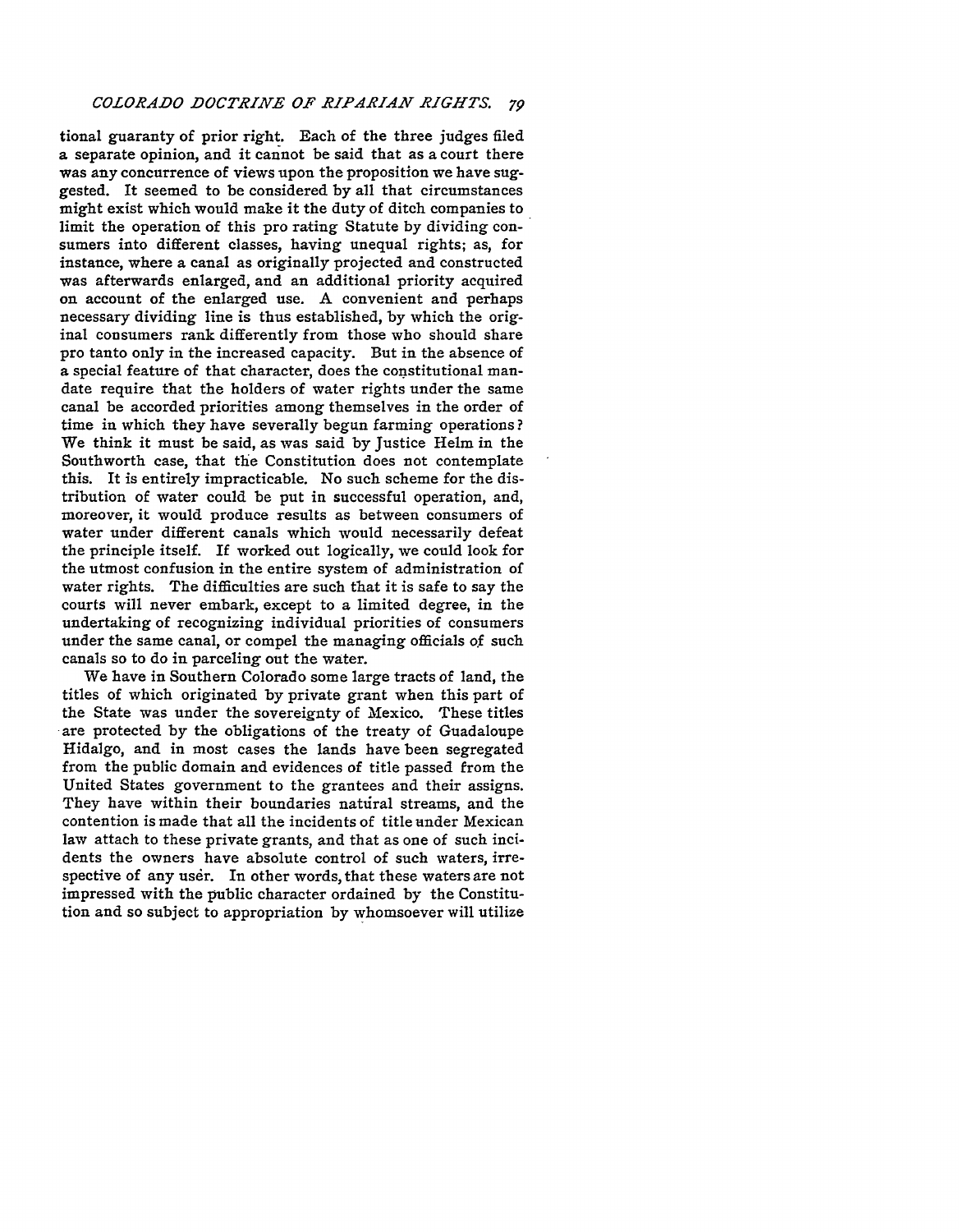tional guaranty of prior right. Each of the three judges filed a separate opinion, and it cannot be said that as a court there was any concurrence of views upon the proposition we have suggested. It seemed to be considered by all that circumstances might exist which would make it the duty of ditch companies to limit the operation of this pro rating Statute by dividing consumers into different classes, having unequal rights; as, for instance, where a canal as originally projected and constructed was afterwards enlarged, and an additional priority acquired on account of the enlarged use. A convenient and perhaps necessary dividing line is thus established, by which the original consumers rank differently from those who should share pro tanto only in the increased capacity. But in the absence of a special feature of that character, does the constitutional mandate require that the holders of water rights under the same canal be accorded priorities among themselves in the order of time in which they have severally begun farming operations? We think it must be said, as was said by Justice Helm in the Southworth case, that the Constitution does not contemplate this. It is entirely impracticable. No such scheme for the distribution of water could be put in successful operation, and, moreover, it would produce results as between consumers of water under different canals which would necessarily defeat the principle itself. If worked out logically, we could look for the utmost confusion in the entire system of administration of water rights. The difficulties are such that it is safe to say the courts will never embark, except to a limited degree, in the undertaking of recognizing individual priorities of consumers under the same canal, or compel the managing officials of such canals so to do in parceling out the water.

We have in Southern Colorado some large tracts of land, the titles of which originated by private grant when this part of the State was under the sovereignty of Mexico. These titles are protected by the obligations of the treaty of Guadaloupe Hidalgo, and in most cases the lands have been segregated from the public domain and evidences of title passed from the United States government to the grantees and their assigns. They have within their boundaries natural streams, and the contention is made that all the incidents of title under Mexican law attach to these private grants, and that as one of such incidents the owners have absolute control of such waters, irrespective of any usèr. In other words, that these waters are not impressed with the public character ordained by the Constitution and so subject to appropriation by whomsoever will utilize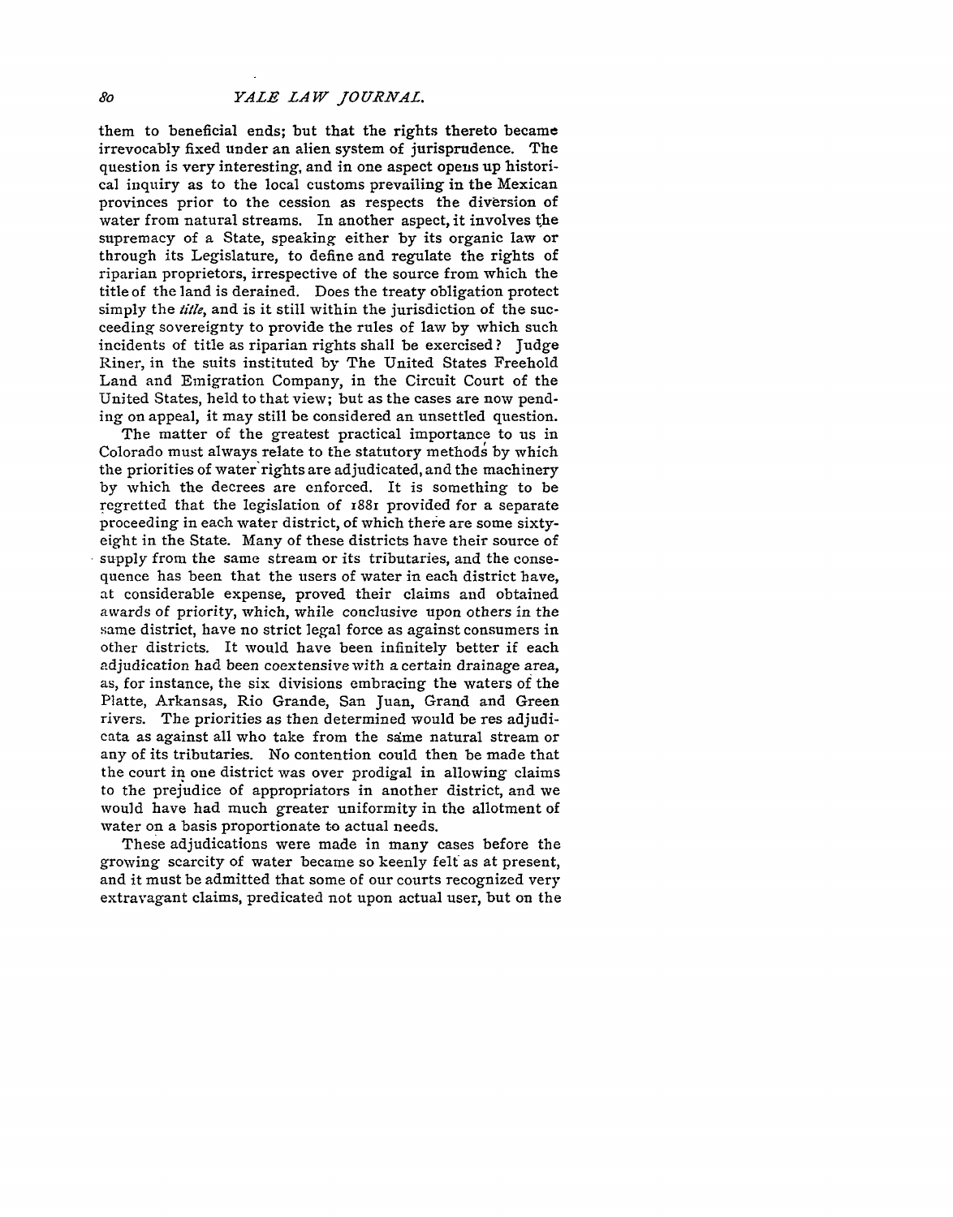them to beneficial ends; but that the rights thereto became irrevocably fixed under an alien system of jurisprudence. The question is very interesting, and in one aspect opens up historical inquiry as to the local customs prevailing in the Mexican provinces prior to the cession as respects the diversion of water from natural streams. In another aspect, it involves the supremacy of a State, speaking either by its organic law or through its Legislature, to define and regulate the rights of riparian proprietors, irrespective of the source from which the title of the land is deraigned. Does the treaty obligation protect simply the *title*, and is it still within the jurisdiction of the succeeding sovereignty to provide the rules of law by which such incidents of title as riparian rights shall be exercised? Judge Riner, in the suits instituted by The United States Freehold Land and Emigration Company, in the Circuit Court of the United States, held to that view; but as the cases are now pending on appeal, it may still be considered an unsettled question.

The matter of the greatest practical importance to us in Colorado must always relate to the statutory methods by which the priorities of water rights are adjudicated, and the machinery by which the decrees are enforced. It is something to be regretted that the legislation of 1881 provided for a separate proceeding in each water district, of which there are some sixty-eight in the State. Many of these districts have their source of supply from the same stream or its tributaries, and the consequence has been that the users of water in each district have, at considerable expense, proved their claims and obtained awards of priority, which, while conclusive upon others in the same district, have no strict legal force as against consumers in other districts. It would have been infinitely better if each adjudication had been coextensive with a certain drainage area, as, for instance, the six divisions embracing the waters of the Platte, Arkansas, Rio Grande, San Juan, Grand and Green rivers. The priorities as then determined would be res adjudicata as against all who take from the same natural stream or any of its tributaries. No contention could then be made that the court in one district was over prodigal in allowing claims to the prejudice of appropriators in another district, and we would have had much greater uniformity in the allotment of water on a basis proportionate to actual needs.

These adjudications were made in many cases before the growing scarcity of water became so keenly felt as at present, and it must be admitted that some of our courts recognized very extravagant claims, predicated not upon actual user, but on the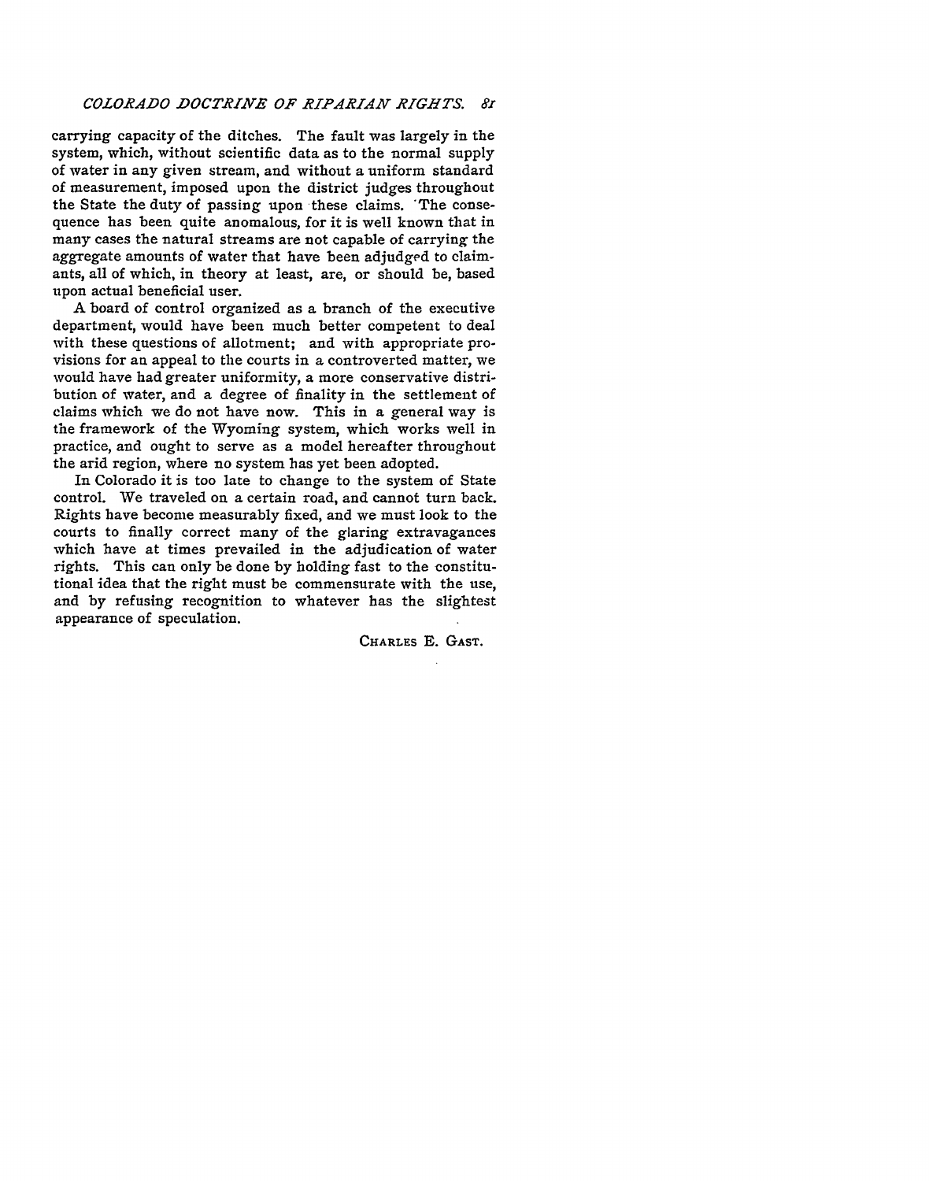carrying capacity of the ditches. The fault was largely in the system, which, without scientific data as to the normal supply of water in any given stream, and without a uniform standard of measurement, imposed upon the district judges throughout the State the duty of passing upon these claims. The consequence has been quite anomalous, for it is well known that in many cases the natural streams are not capable of carrying the aggregate amounts of water that have been adjudged to claimants, all of which, in theory at least, are, or should be, based upon actual beneficial user.

A board of control organized as a branch of the executive department, would have been much better competent to deal with these questions of allotment; and with appropriate provisions for an appeal to the courts in a controverted matter, we would have had greater uniformity, a more conservative distribution of water, and a degree of finality in the settlement of claims which we do not have now. This in a general way is the framework of the Wyoming system, which works well in practice, and ought to serve as a model hereafter throughout the arid region, where no system has yet been adopted.

In Colorado it is too late to change to the system of State control. We traveled on a certain road, and cannot turn back. Rights have become measurably fixed, and we must look to the courts to finally correct many of the glaring extravagances which have at times prevailed in the adjudication of water rights. This can only be done by holding fast to the constitutional idea that the right must be commensurate with the use, and by refusing recognition to whatever has the slightest appearance of speculation.

CHARLES E. GAST.